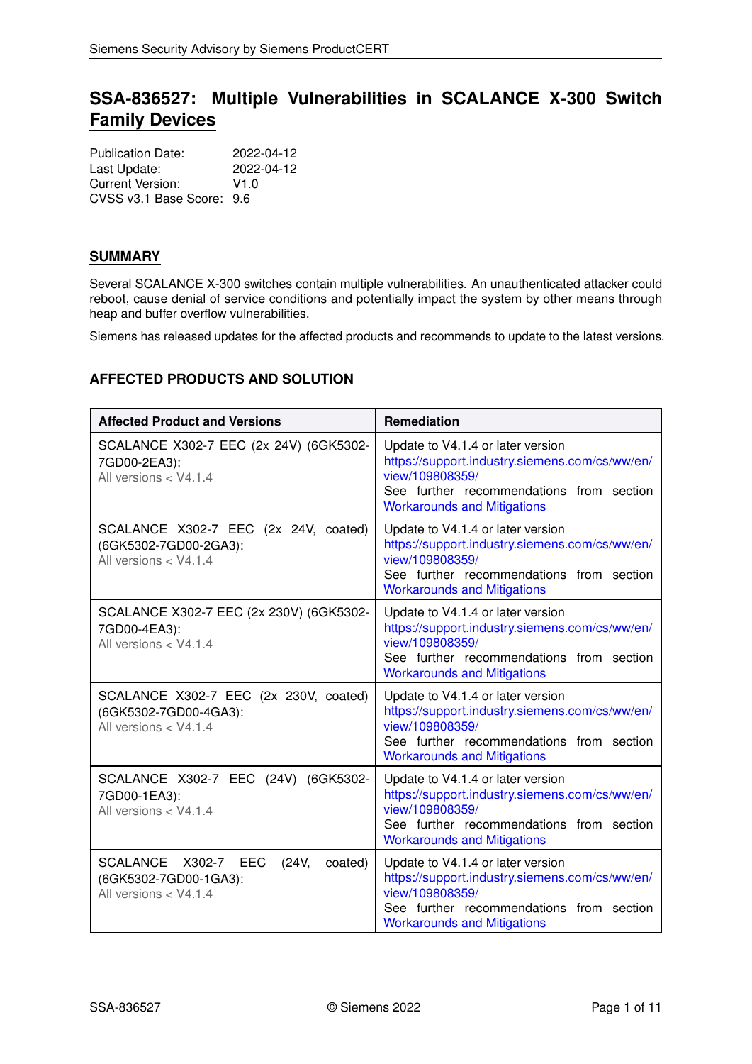# SSA-836527: Multiple Vulnerabilities in SCALANCE X-300 Switch Family Devices

Publication Date: 2022-04-12
Last Update: 2022-04-12
Current Version: V1.0
CVSS v3.1 Base Score: 9.6

## SUMMARY

Several SCALANCE X-300 switches contain multiple vulnerabilities. An unauthenticated attacker could reboot, cause denial of service conditions and potentially impact the system by other means through heap and buffer overflow vulnerabilities.

Siemens has released updates for the affected products and recommends to update to the latest versions.

## AFFECTED PRODUCTS AND SOLUTION

| Affected Product and Versions | Remediation |
|---|---|
| SCALANCE X302-7 EEC (2x 24V) (6GK5302-7GD00-2EA3):<br>All versions < V4.1.4 | Update to V4.1.4 or later version<br>https://support.industry.siemens.com/cs/ww/en/view/109808359/<br>See further recommendations from section Workarounds and Mitigations |
| SCALANCE X302-7 EEC (2x 24V, coated) (6GK5302-7GD00-2GA3):<br>All versions < V4.1.4 | Update to V4.1.4 or later version<br>https://support.industry.siemens.com/cs/ww/en/view/109808359/<br>See further recommendations from section Workarounds and Mitigations |
| SCALANCE X302-7 EEC (2x 230V) (6GK5302-7GD00-4EA3):<br>All versions < V4.1.4 | Update to V4.1.4 or later version<br>https://support.industry.siemens.com/cs/ww/en/view/109808359/<br>See further recommendations from section Workarounds and Mitigations |
| SCALANCE X302-7 EEC (2x 230V, coated) (6GK5302-7GD00-4GA3):<br>All versions < V4.1.4 | Update to V4.1.4 or later version<br>https://support.industry.siemens.com/cs/ww/en/view/109808359/<br>See further recommendations from section Workarounds and Mitigations |
| SCALANCE X302-7 EEC (24V) (6GK5302-7GD00-1EA3):<br>All versions < V4.1.4 | Update to V4.1.4 or later version<br>https://support.industry.siemens.com/cs/ww/en/view/109808359/<br>See further recommendations from section Workarounds and Mitigations |
| SCALANCE X302-7 EEC (24V, coated) (6GK5302-7GD00-1GA3):<br>All versions < V4.1.4 | Update to V4.1.4 or later version<br>https://support.industry.siemens.com/cs/ww/en/view/109808359/<br>See further recommendations from section Workarounds and Mitigations |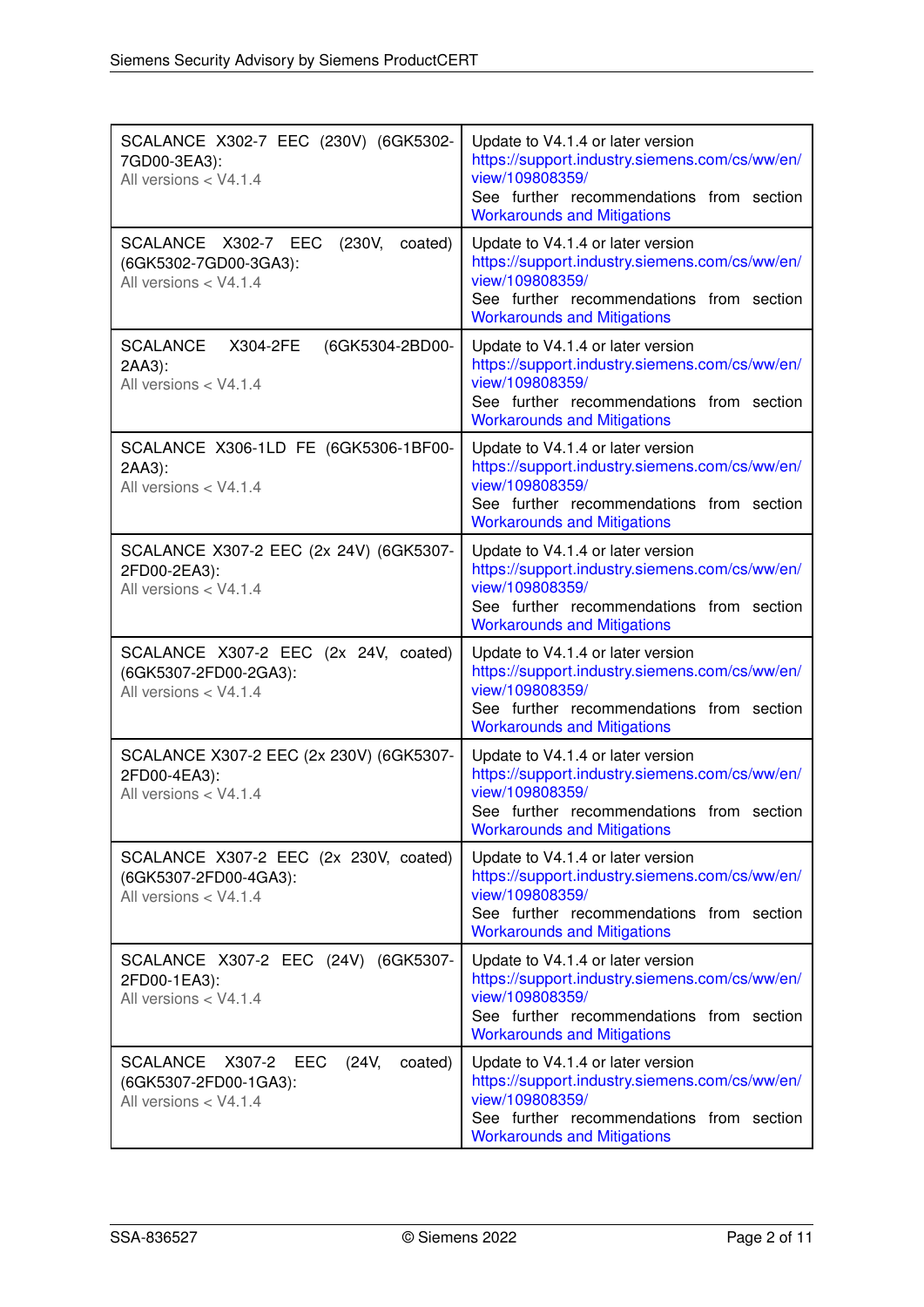| | |
|---|---|
| SCALANCE X302-7 EEC (230V) (6GK5302-7GD00-3EA3):<br>All versions < V4.1.4 | Update to V4.1.4 or later version<br>https://support.industry.siemens.com/cs/ww/en/view/109808359/<br>See further recommendations from section Workarounds and Mitigations |
| SCALANCE X302-7 EEC (230V, coated) (6GK5302-7GD00-3GA3):<br>All versions < V4.1.4 | Update to V4.1.4 or later version<br>https://support.industry.siemens.com/cs/ww/en/view/109808359/<br>See further recommendations from section Workarounds and Mitigations |
| SCALANCE X304-2FE (6GK5304-2BD00-2AA3):<br>All versions < V4.1.4 | Update to V4.1.4 or later version<br>https://support.industry.siemens.com/cs/ww/en/view/109808359/<br>See further recommendations from section Workarounds and Mitigations |
| SCALANCE X306-1LD FE (6GK5306-1BF00-2AA3):<br>All versions < V4.1.4 | Update to V4.1.4 or later version<br>https://support.industry.siemens.com/cs/ww/en/view/109808359/<br>See further recommendations from section Workarounds and Mitigations |
| SCALANCE X307-2 EEC (2x 24V) (6GK5307-2FD00-2EA3):<br>All versions < V4.1.4 | Update to V4.1.4 or later version<br>https://support.industry.siemens.com/cs/ww/en/view/109808359/<br>See further recommendations from section Workarounds and Mitigations |
| SCALANCE X307-2 EEC (2x 24V, coated) (6GK5307-2FD00-2GA3):<br>All versions < V4.1.4 | Update to V4.1.4 or later version<br>https://support.industry.siemens.com/cs/ww/en/view/109808359/<br>See further recommendations from section Workarounds and Mitigations |
| SCALANCE X307-2 EEC (2x 230V) (6GK5307-2FD00-4EA3):<br>All versions < V4.1.4 | Update to V4.1.4 or later version<br>https://support.industry.siemens.com/cs/ww/en/view/109808359/<br>See further recommendations from section Workarounds and Mitigations |
| SCALANCE X307-2 EEC (2x 230V, coated) (6GK5307-2FD00-4GA3):<br>All versions < V4.1.4 | Update to V4.1.4 or later version<br>https://support.industry.siemens.com/cs/ww/en/view/109808359/<br>See further recommendations from section Workarounds and Mitigations |
| SCALANCE X307-2 EEC (24V) (6GK5307-2FD00-1EA3):<br>All versions < V4.1.4 | Update to V4.1.4 or later version<br>https://support.industry.siemens.com/cs/ww/en/view/109808359/<br>See further recommendations from section Workarounds and Mitigations |
| SCALANCE X307-2 EEC (24V, coated) (6GK5307-2FD00-1GA3):<br>All versions < V4.1.4 | Update to V4.1.4 or later version<br>https://support.industry.siemens.com/cs/ww/en/view/109808359/<br>See further recommendations from section Workarounds and Mitigations |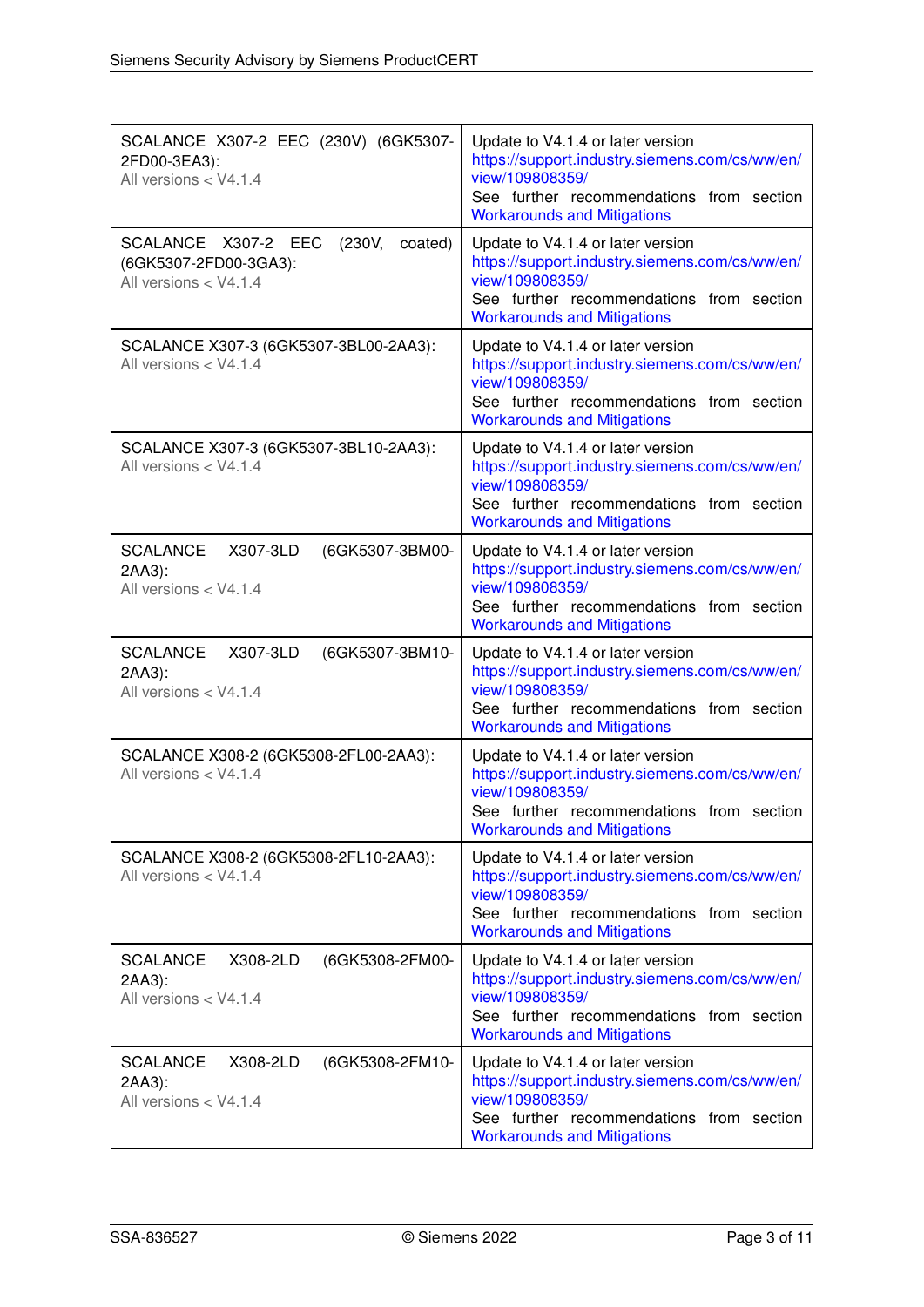| | |
|---|---|
| SCALANCE X307-2 EEC (230V) (6GK5307-2FD00-3EA3):<br>All versions < V4.1.4 | Update to V4.1.4 or later version<br>https://support.industry.siemens.com/cs/ww/en/view/109808359/<br>See further recommendations from section Workarounds and Mitigations |
| SCALANCE X307-2 EEC (230V, coated) (6GK5307-2FD00-3GA3):<br>All versions < V4.1.4 | Update to V4.1.4 or later version<br>https://support.industry.siemens.com/cs/ww/en/view/109808359/<br>See further recommendations from section Workarounds and Mitigations |
| SCALANCE X307-3 (6GK5307-3BL00-2AA3):<br>All versions < V4.1.4 | Update to V4.1.4 or later version<br>https://support.industry.siemens.com/cs/ww/en/view/109808359/<br>See further recommendations from section Workarounds and Mitigations |
| SCALANCE X307-3 (6GK5307-3BL10-2AA3):<br>All versions < V4.1.4 | Update to V4.1.4 or later version<br>https://support.industry.siemens.com/cs/ww/en/view/109808359/<br>See further recommendations from section Workarounds and Mitigations |
| SCALANCE X307-3LD (6GK5307-3BM00-2AA3):<br>All versions < V4.1.4 | Update to V4.1.4 or later version<br>https://support.industry.siemens.com/cs/ww/en/view/109808359/<br>See further recommendations from section Workarounds and Mitigations |
| SCALANCE X307-3LD (6GK5307-3BM10-2AA3):<br>All versions < V4.1.4 | Update to V4.1.4 or later version<br>https://support.industry.siemens.com/cs/ww/en/view/109808359/<br>See further recommendations from section Workarounds and Mitigations |
| SCALANCE X308-2 (6GK5308-2FL00-2AA3):<br>All versions < V4.1.4 | Update to V4.1.4 or later version<br>https://support.industry.siemens.com/cs/ww/en/view/109808359/<br>See further recommendations from section Workarounds and Mitigations |
| SCALANCE X308-2 (6GK5308-2FL10-2AA3):<br>All versions < V4.1.4 | Update to V4.1.4 or later version<br>https://support.industry.siemens.com/cs/ww/en/view/109808359/<br>See further recommendations from section Workarounds and Mitigations |
| SCALANCE X308-2LD (6GK5308-2FM00-2AA3):<br>All versions < V4.1.4 | Update to V4.1.4 or later version<br>https://support.industry.siemens.com/cs/ww/en/view/109808359/<br>See further recommendations from section Workarounds and Mitigations |
| SCALANCE X308-2LD (6GK5308-2FM10-2AA3):<br>All versions < V4.1.4 | Update to V4.1.4 or later version<br>https://support.industry.siemens.com/cs/ww/en/view/109808359/<br>See further recommendations from section Workarounds and Mitigations |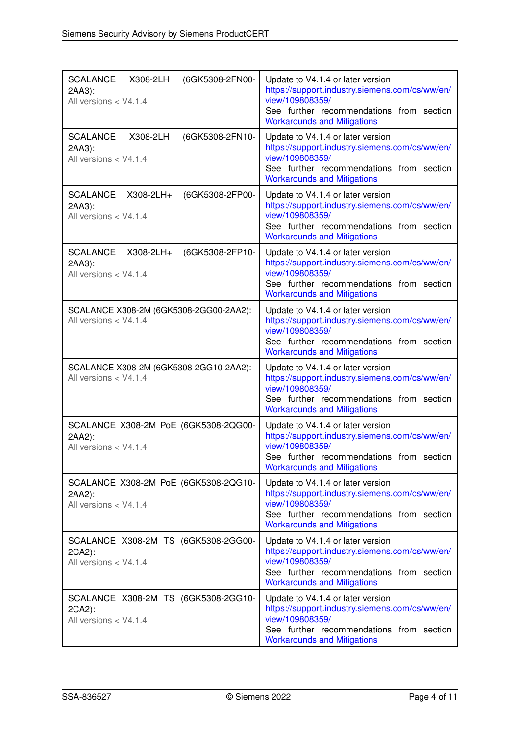| | |
|---|---|
| SCALANCE X308-2LH (6GK5308-2FN00-2AA3):<br>All versions < V4.1.4 | Update to V4.1.4 or later version<br>https://support.industry.siemens.com/cs/ww/en/view/109808359/<br>See further recommendations from section Workarounds and Mitigations |
| SCALANCE X308-2LH (6GK5308-2FN10-2AA3):<br>All versions < V4.1.4 | Update to V4.1.4 or later version<br>https://support.industry.siemens.com/cs/ww/en/view/109808359/<br>See further recommendations from section Workarounds and Mitigations |
| SCALANCE X308-2LH+ (6GK5308-2FP00-2AA3):<br>All versions < V4.1.4 | Update to V4.1.4 or later version<br>https://support.industry.siemens.com/cs/ww/en/view/109808359/<br>See further recommendations from section Workarounds and Mitigations |
| SCALANCE X308-2LH+ (6GK5308-2FP10-2AA3):<br>All versions < V4.1.4 | Update to V4.1.4 or later version<br>https://support.industry.siemens.com/cs/ww/en/view/109808359/<br>See further recommendations from section Workarounds and Mitigations |
| SCALANCE X308-2M (6GK5308-2GG00-2AA2):<br>All versions < V4.1.4 | Update to V4.1.4 or later version<br>https://support.industry.siemens.com/cs/ww/en/view/109808359/<br>See further recommendations from section Workarounds and Mitigations |
| SCALANCE X308-2M (6GK5308-2GG10-2AA2):<br>All versions < V4.1.4 | Update to V4.1.4 or later version<br>https://support.industry.siemens.com/cs/ww/en/view/109808359/<br>See further recommendations from section Workarounds and Mitigations |
| SCALANCE X308-2M PoE (6GK5308-2QG00-2AA2):<br>All versions < V4.1.4 | Update to V4.1.4 or later version<br>https://support.industry.siemens.com/cs/ww/en/view/109808359/<br>See further recommendations from section Workarounds and Mitigations |
| SCALANCE X308-2M PoE (6GK5308-2QG10-2AA2):<br>All versions < V4.1.4 | Update to V4.1.4 or later version<br>https://support.industry.siemens.com/cs/ww/en/view/109808359/<br>See further recommendations from section Workarounds and Mitigations |
| SCALANCE X308-2M TS (6GK5308-2GG00-2CA2):<br>All versions < V4.1.4 | Update to V4.1.4 or later version<br>https://support.industry.siemens.com/cs/ww/en/view/109808359/<br>See further recommendations from section Workarounds and Mitigations |
| SCALANCE X308-2M TS (6GK5308-2GG10-2CA2):<br>All versions < V4.1.4 | Update to V4.1.4 or later version<br>https://support.industry.siemens.com/cs/ww/en/view/109808359/<br>See further recommendations from section Workarounds and Mitigations |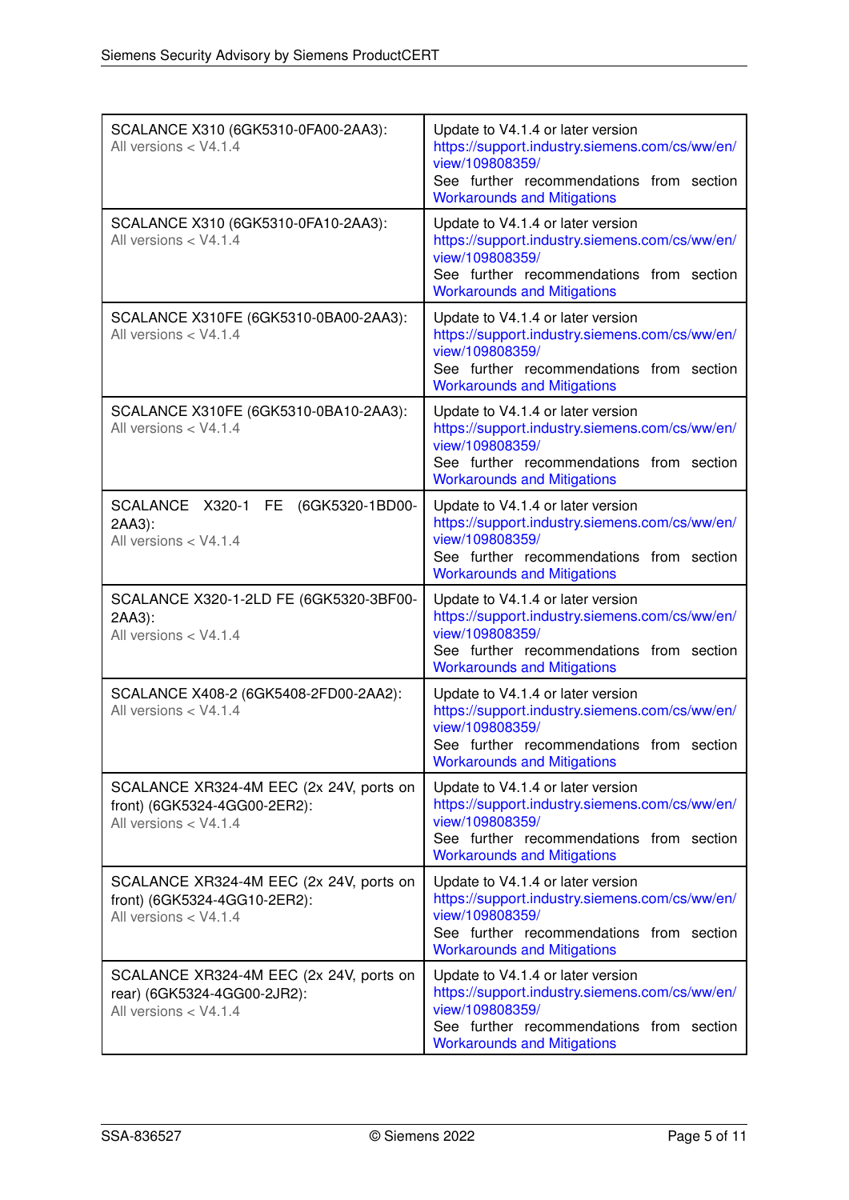| | |
|---|---|
| SCALANCE X310 (6GK5310-0FA00-2AA3): All versions < V4.1.4 | Update to V4.1.4 or later version https://support.industry.siemens.com/cs/ww/en/view/109808359/ See further recommendations from section Workarounds and Mitigations |
| SCALANCE X310 (6GK5310-0FA10-2AA3): All versions < V4.1.4 | Update to V4.1.4 or later version https://support.industry.siemens.com/cs/ww/en/view/109808359/ See further recommendations from section Workarounds and Mitigations |
| SCALANCE X310FE (6GK5310-0BA00-2AA3): All versions < V4.1.4 | Update to V4.1.4 or later version https://support.industry.siemens.com/cs/ww/en/view/109808359/ See further recommendations from section Workarounds and Mitigations |
| SCALANCE X310FE (6GK5310-0BA10-2AA3): All versions < V4.1.4 | Update to V4.1.4 or later version https://support.industry.siemens.com/cs/ww/en/view/109808359/ See further recommendations from section Workarounds and Mitigations |
| SCALANCE X320-1 FE (6GK5320-1BD00-2AA3): All versions < V4.1.4 | Update to V4.1.4 or later version https://support.industry.siemens.com/cs/ww/en/view/109808359/ See further recommendations from section Workarounds and Mitigations |
| SCALANCE X320-1-2LD FE (6GK5320-3BF00-2AA3): All versions < V4.1.4 | Update to V4.1.4 or later version https://support.industry.siemens.com/cs/ww/en/view/109808359/ See further recommendations from section Workarounds and Mitigations |
| SCALANCE X408-2 (6GK5408-2FD00-2AA2): All versions < V4.1.4 | Update to V4.1.4 or later version https://support.industry.siemens.com/cs/ww/en/view/109808359/ See further recommendations from section Workarounds and Mitigations |
| SCALANCE XR324-4M EEC (2x 24V, ports on front) (6GK5324-4GG00-2ER2): All versions < V4.1.4 | Update to V4.1.4 or later version https://support.industry.siemens.com/cs/ww/en/view/109808359/ See further recommendations from section Workarounds and Mitigations |
| SCALANCE XR324-4M EEC (2x 24V, ports on front) (6GK5324-4GG10-2ER2): All versions < V4.1.4 | Update to V4.1.4 or later version https://support.industry.siemens.com/cs/ww/en/view/109808359/ See further recommendations from section Workarounds and Mitigations |
| SCALANCE XR324-4M EEC (2x 24V, ports on rear) (6GK5324-4GG00-2JR2): All versions < V4.1.4 | Update to V4.1.4 or later version https://support.industry.siemens.com/cs/ww/en/view/109808359/ See further recommendations from section Workarounds and Mitigations |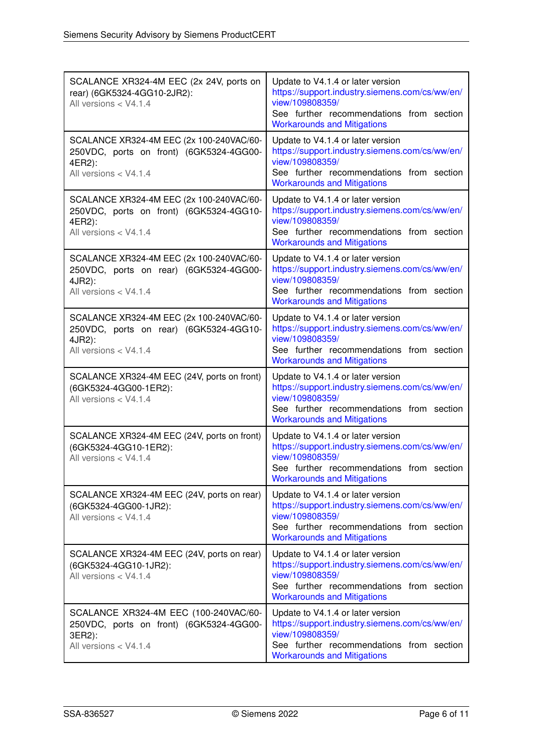| | |
|---|---|
| SCALANCE XR324-4M EEC (2x 24V, ports on rear) (6GK5324-4GG10-2JR2):<br>All versions < V4.1.4 | Update to V4.1.4 or later version<br>https://support.industry.siemens.com/cs/ww/en/view/109808359/<br>See further recommendations from section Workarounds and Mitigations |
| SCALANCE XR324-4M EEC (2x 100-240VAC/60-250VDC, ports on front) (6GK5324-4GG00-4ER2):<br>All versions < V4.1.4 | Update to V4.1.4 or later version<br>https://support.industry.siemens.com/cs/ww/en/view/109808359/<br>See further recommendations from section Workarounds and Mitigations |
| SCALANCE XR324-4M EEC (2x 100-240VAC/60-250VDC, ports on front) (6GK5324-4GG10-4ER2):<br>All versions < V4.1.4 | Update to V4.1.4 or later version<br>https://support.industry.siemens.com/cs/ww/en/view/109808359/<br>See further recommendations from section Workarounds and Mitigations |
| SCALANCE XR324-4M EEC (2x 100-240VAC/60-250VDC, ports on rear) (6GK5324-4GG00-4JR2):<br>All versions < V4.1.4 | Update to V4.1.4 or later version<br>https://support.industry.siemens.com/cs/ww/en/view/109808359/<br>See further recommendations from section Workarounds and Mitigations |
| SCALANCE XR324-4M EEC (2x 100-240VAC/60-250VDC, ports on rear) (6GK5324-4GG10-4JR2):<br>All versions < V4.1.4 | Update to V4.1.4 or later version<br>https://support.industry.siemens.com/cs/ww/en/view/109808359/<br>See further recommendations from section Workarounds and Mitigations |
| SCALANCE XR324-4M EEC (24V, ports on front) (6GK5324-4GG00-1ER2):<br>All versions < V4.1.4 | Update to V4.1.4 or later version<br>https://support.industry.siemens.com/cs/ww/en/view/109808359/<br>See further recommendations from section Workarounds and Mitigations |
| SCALANCE XR324-4M EEC (24V, ports on front) (6GK5324-4GG10-1ER2):<br>All versions < V4.1.4 | Update to V4.1.4 or later version<br>https://support.industry.siemens.com/cs/ww/en/view/109808359/<br>See further recommendations from section Workarounds and Mitigations |
| SCALANCE XR324-4M EEC (24V, ports on rear) (6GK5324-4GG00-1JR2):<br>All versions < V4.1.4 | Update to V4.1.4 or later version<br>https://support.industry.siemens.com/cs/ww/en/view/109808359/<br>See further recommendations from section Workarounds and Mitigations |
| SCALANCE XR324-4M EEC (24V, ports on rear) (6GK5324-4GG10-1JR2):<br>All versions < V4.1.4 | Update to V4.1.4 or later version<br>https://support.industry.siemens.com/cs/ww/en/view/109808359/<br>See further recommendations from section Workarounds and Mitigations |
| SCALANCE XR324-4M EEC (100-240VAC/60-250VDC, ports on front) (6GK5324-4GG00-3ER2):<br>All versions < V4.1.4 | Update to V4.1.4 or later version<br>https://support.industry.siemens.com/cs/ww/en/view/109808359/<br>See further recommendations from section Workarounds and Mitigations |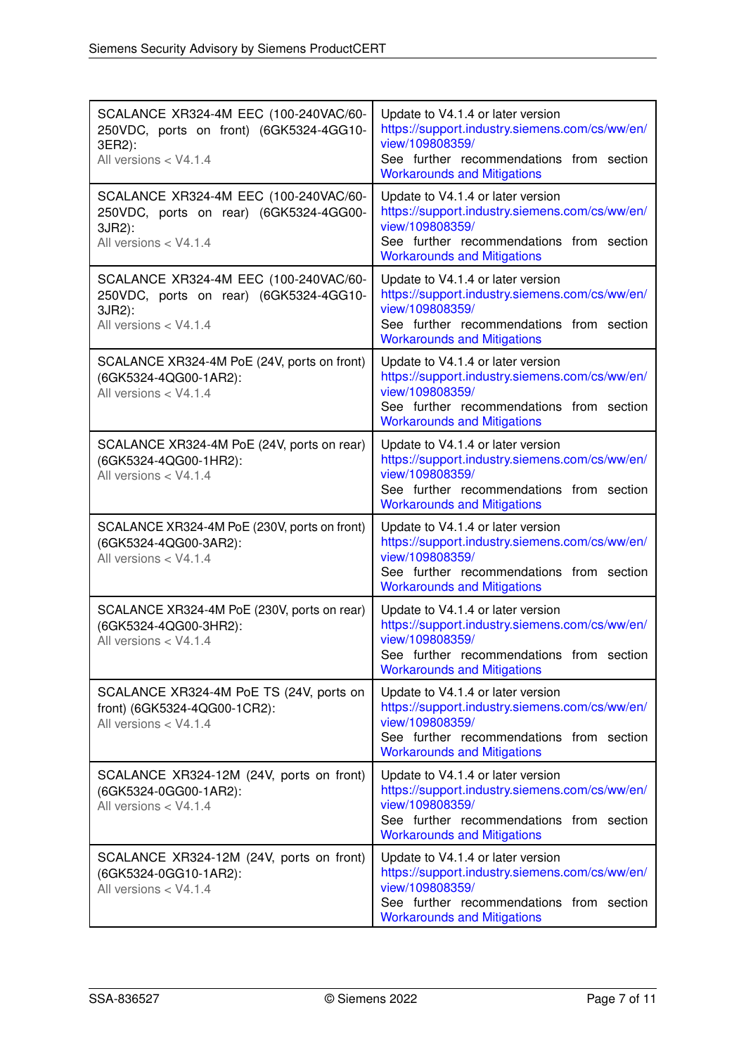| | |
|---|---|
| SCALANCE XR324-4M EEC (100-240VAC/60-250VDC, ports on front) (6GK5324-4GG10-3ER2):<br>All versions < V4.1.4 | Update to V4.1.4 or later version<br>https://support.industry.siemens.com/cs/ww/en/view/109808359/<br>See further recommendations from section Workarounds and Mitigations |
| SCALANCE XR324-4M EEC (100-240VAC/60-250VDC, ports on rear) (6GK5324-4GG00-3JR2):<br>All versions < V4.1.4 | Update to V4.1.4 or later version<br>https://support.industry.siemens.com/cs/ww/en/view/109808359/<br>See further recommendations from section Workarounds and Mitigations |
| SCALANCE XR324-4M EEC (100-240VAC/60-250VDC, ports on rear) (6GK5324-4GG10-3JR2):<br>All versions < V4.1.4 | Update to V4.1.4 or later version<br>https://support.industry.siemens.com/cs/ww/en/view/109808359/<br>See further recommendations from section Workarounds and Mitigations |
| SCALANCE XR324-4M PoE (24V, ports on front) (6GK5324-4QG00-1AR2):<br>All versions < V4.1.4 | Update to V4.1.4 or later version<br>https://support.industry.siemens.com/cs/ww/en/view/109808359/<br>See further recommendations from section Workarounds and Mitigations |
| SCALANCE XR324-4M PoE (24V, ports on rear) (6GK5324-4QG00-1HR2):<br>All versions < V4.1.4 | Update to V4.1.4 or later version<br>https://support.industry.siemens.com/cs/ww/en/view/109808359/<br>See further recommendations from section Workarounds and Mitigations |
| SCALANCE XR324-4M PoE (230V, ports on front) (6GK5324-4QG00-3AR2):<br>All versions < V4.1.4 | Update to V4.1.4 or later version<br>https://support.industry.siemens.com/cs/ww/en/view/109808359/<br>See further recommendations from section Workarounds and Mitigations |
| SCALANCE XR324-4M PoE (230V, ports on rear) (6GK5324-4QG00-3HR2):<br>All versions < V4.1.4 | Update to V4.1.4 or later version<br>https://support.industry.siemens.com/cs/ww/en/view/109808359/<br>See further recommendations from section Workarounds and Mitigations |
| SCALANCE XR324-4M PoE TS (24V, ports on front) (6GK5324-4QG00-1CR2):<br>All versions < V4.1.4 | Update to V4.1.4 or later version<br>https://support.industry.siemens.com/cs/ww/en/view/109808359/<br>See further recommendations from section Workarounds and Mitigations |
| SCALANCE XR324-12M (24V, ports on front) (6GK5324-0GG00-1AR2):<br>All versions < V4.1.4 | Update to V4.1.4 or later version<br>https://support.industry.siemens.com/cs/ww/en/view/109808359/<br>See further recommendations from section Workarounds and Mitigations |
| SCALANCE XR324-12M (24V, ports on front) (6GK5324-0GG10-1AR2):<br>All versions < V4.1.4 | Update to V4.1.4 or later version<br>https://support.industry.siemens.com/cs/ww/en/view/109808359/<br>See further recommendations from section Workarounds and Mitigations |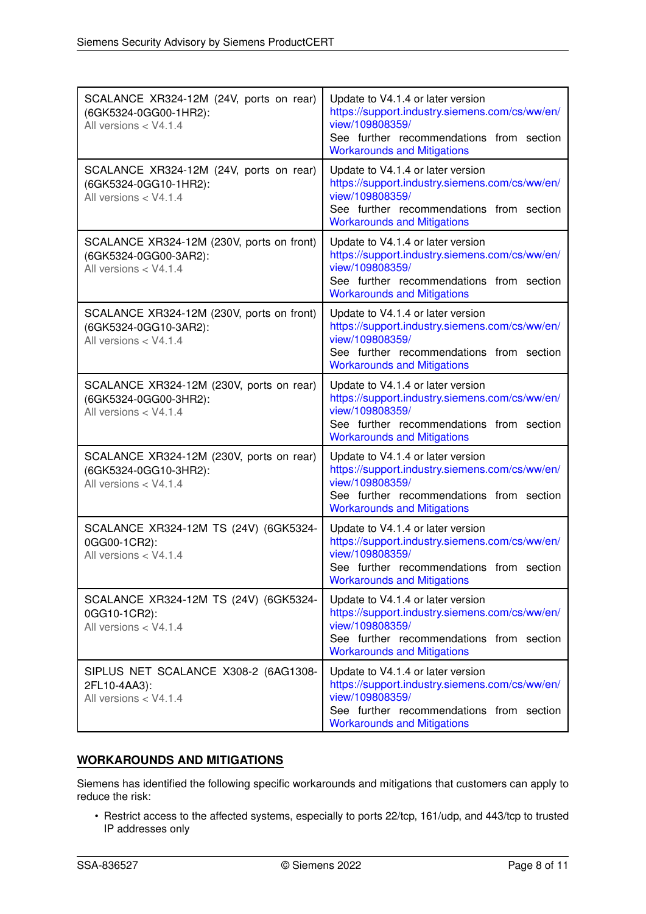| | |
|---|---|
| SCALANCE XR324-12M (24V, ports on rear) (6GK5324-0GG00-1HR2):<br>All versions < V4.1.4 | Update to V4.1.4 or later version<br>https://support.industry.siemens.com/cs/ww/en/view/109808359/<br>See further recommendations from section Workarounds and Mitigations |
| SCALANCE XR324-12M (24V, ports on rear) (6GK5324-0GG10-1HR2):<br>All versions < V4.1.4 | Update to V4.1.4 or later version<br>https://support.industry.siemens.com/cs/ww/en/view/109808359/<br>See further recommendations from section Workarounds and Mitigations |
| SCALANCE XR324-12M (230V, ports on front) (6GK5324-0GG00-3AR2):<br>All versions < V4.1.4 | Update to V4.1.4 or later version<br>https://support.industry.siemens.com/cs/ww/en/view/109808359/<br>See further recommendations from section Workarounds and Mitigations |
| SCALANCE XR324-12M (230V, ports on front) (6GK5324-0GG10-3AR2):<br>All versions < V4.1.4 | Update to V4.1.4 or later version<br>https://support.industry.siemens.com/cs/ww/en/view/109808359/<br>See further recommendations from section Workarounds and Mitigations |
| SCALANCE XR324-12M (230V, ports on rear) (6GK5324-0GG00-3HR2):<br>All versions < V4.1.4 | Update to V4.1.4 or later version<br>https://support.industry.siemens.com/cs/ww/en/view/109808359/<br>See further recommendations from section Workarounds and Mitigations |
| SCALANCE XR324-12M (230V, ports on rear) (6GK5324-0GG10-3HR2):<br>All versions < V4.1.4 | Update to V4.1.4 or later version<br>https://support.industry.siemens.com/cs/ww/en/view/109808359/<br>See further recommendations from section Workarounds and Mitigations |
| SCALANCE XR324-12M TS (24V) (6GK5324-0GG00-1CR2):<br>All versions < V4.1.4 | Update to V4.1.4 or later version<br>https://support.industry.siemens.com/cs/ww/en/view/109808359/<br>See further recommendations from section Workarounds and Mitigations |
| SCALANCE XR324-12M TS (24V) (6GK5324-0GG10-1CR2):<br>All versions < V4.1.4 | Update to V4.1.4 or later version<br>https://support.industry.siemens.com/cs/ww/en/view/109808359/<br>See further recommendations from section Workarounds and Mitigations |
| SIPLUS NET SCALANCE X308-2 (6AG1308-2FL10-4AA3):<br>All versions < V4.1.4 | Update to V4.1.4 or later version<br>https://support.industry.siemens.com/cs/ww/en/view/109808359/<br>See further recommendations from section Workarounds and Mitigations |

## WORKAROUNDS AND MITIGATIONS

Siemens has identified the following specific workarounds and mitigations that customers can apply to reduce the risk:

- Restrict access to the affected systems, especially to ports 22/tcp, 161/udp, and 443/tcp to trusted IP addresses only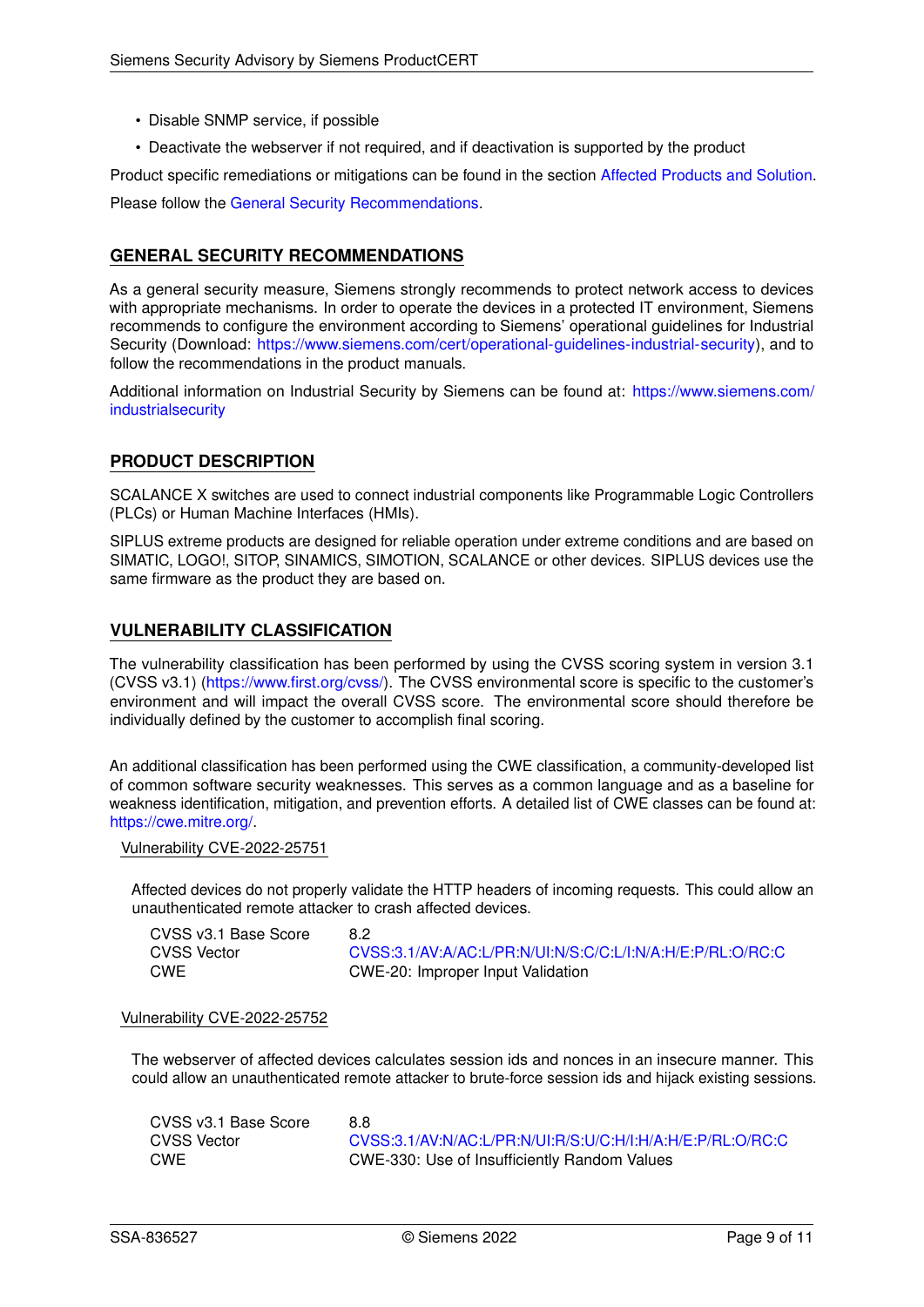- Disable SNMP service, if possible
- Deactivate the webserver if not required, and if deactivation is supported by the product

Product specific remediations or mitigations can be found in the section Affected Products and Solution.

Please follow the General Security Recommendations.

## GENERAL SECURITY RECOMMENDATIONS

As a general security measure, Siemens strongly recommends to protect network access to devices with appropriate mechanisms. In order to operate the devices in a protected IT environment, Siemens recommends to configure the environment according to Siemens' operational guidelines for Industrial Security (Download: https://www.siemens.com/cert/operational-guidelines-industrial-security), and to follow the recommendations in the product manuals.

Additional information on Industrial Security by Siemens can be found at: https://www.siemens.com/industrialsecurity

## PRODUCT DESCRIPTION

SCALANCE X switches are used to connect industrial components like Programmable Logic Controllers (PLCs) or Human Machine Interfaces (HMIs).

SIPLUS extreme products are designed for reliable operation under extreme conditions and are based on SIMATIC, LOGO!, SITOP, SINAMICS, SIMOTION, SCALANCE or other devices. SIPLUS devices use the same firmware as the product they are based on.

## VULNERABILITY CLASSIFICATION

The vulnerability classification has been performed by using the CVSS scoring system in version 3.1 (CVSS v3.1) (https://www.first.org/cvss/). The CVSS environmental score is specific to the customer's environment and will impact the overall CVSS score. The environmental score should therefore be individually defined by the customer to accomplish final scoring.

An additional classification has been performed using the CWE classification, a community-developed list of common software security weaknesses. This serves as a common language and as a baseline for weakness identification, mitigation, and prevention efforts. A detailed list of CWE classes can be found at: https://cwe.mitre.org/.

### Vulnerability CVE-2022-25751

Affected devices do not properly validate the HTTP headers of incoming requests. This could allow an unauthenticated remote attacker to crash affected devices.

| | |
|---|---|
| CVSS v3.1 Base Score | 8.2 |
| CVSS Vector | CVSS:3.1/AV:A/AC:L/PR:N/UI:N/S:C/C:L/I:N/A:H/E:P/RL:O/RC:C |
| CWE | CWE-20: Improper Input Validation |

### Vulnerability CVE-2022-25752

The webserver of affected devices calculates session ids and nonces in an insecure manner. This could allow an unauthenticated remote attacker to brute-force session ids and hijack existing sessions.

| | |
|---|---|
| CVSS v3.1 Base Score | 8.8 |
| CVSS Vector | CVSS:3.1/AV:N/AC:L/PR:N/UI:R/S:U/C:H/I:H/A:H/E:P/RL:O/RC:C |
| CWE | CWE-330: Use of Insufficiently Random Values |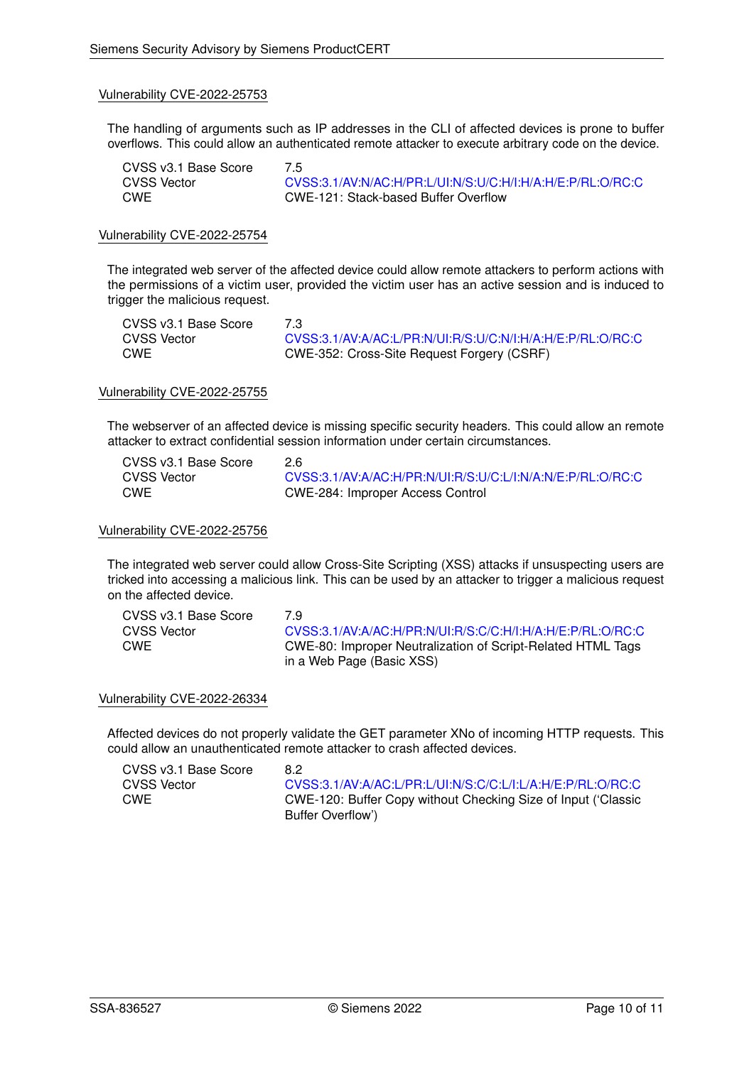### Vulnerability CVE-2022-25753

The handling of arguments such as IP addresses in the CLI of affected devices is prone to buffer overflows. This could allow an authenticated remote attacker to execute arbitrary code on the device.

| | |
|---|---|
| CVSS v3.1 Base Score | 7.5 |
| CVSS Vector | CVSS:3.1/AV:N/AC:H/PR:L/UI:N/S:U/C:H/I:H/A:H/E:P/RL:O/RC:C |
| CWE | CWE-121: Stack-based Buffer Overflow |

### Vulnerability CVE-2022-25754

The integrated web server of the affected device could allow remote attackers to perform actions with the permissions of a victim user, provided the victim user has an active session and is induced to trigger the malicious request.

| | |
|---|---|
| CVSS v3.1 Base Score | 7.3 |
| CVSS Vector | CVSS:3.1/AV:A/AC:L/PR:N/UI:R/S:U/C:N/I:H/A:H/E:P/RL:O/RC:C |
| CWE | CWE-352: Cross-Site Request Forgery (CSRF) |

### Vulnerability CVE-2022-25755

The webserver of an affected device is missing specific security headers. This could allow an remote attacker to extract confidential session information under certain circumstances.

| | |
|---|---|
| CVSS v3.1 Base Score | 2.6 |
| CVSS Vector | CVSS:3.1/AV:A/AC:H/PR:N/UI:R/S:U/C:L/I:N/A:N/E:P/RL:O/RC:C |
| CWE | CWE-284: Improper Access Control |

### Vulnerability CVE-2022-25756

The integrated web server could allow Cross-Site Scripting (XSS) attacks if unsuspecting users are tricked into accessing a malicious link. This can be used by an attacker to trigger a malicious request on the affected device.

| | |
|---|---|
| CVSS v3.1 Base Score | 7.9 |
| CVSS Vector | CVSS:3.1/AV:A/AC:H/PR:N/UI:R/S:C/C:H/I:H/A:H/E:P/RL:O/RC:C |
| CWE | CWE-80: Improper Neutralization of Script-Related HTML Tags in a Web Page (Basic XSS) |

### Vulnerability CVE-2022-26334

Affected devices do not properly validate the GET parameter XNo of incoming HTTP requests. This could allow an unauthenticated remote attacker to crash affected devices.

| | |
|---|---|
| CVSS v3.1 Base Score | 8.2 |
| CVSS Vector | CVSS:3.1/AV:A/AC:L/PR:L/UI:N/S:C/C:L/I:L/A:H/E:P/RL:O/RC:C |
| CWE | CWE-120: Buffer Copy without Checking Size of Input ('Classic Buffer Overflow') |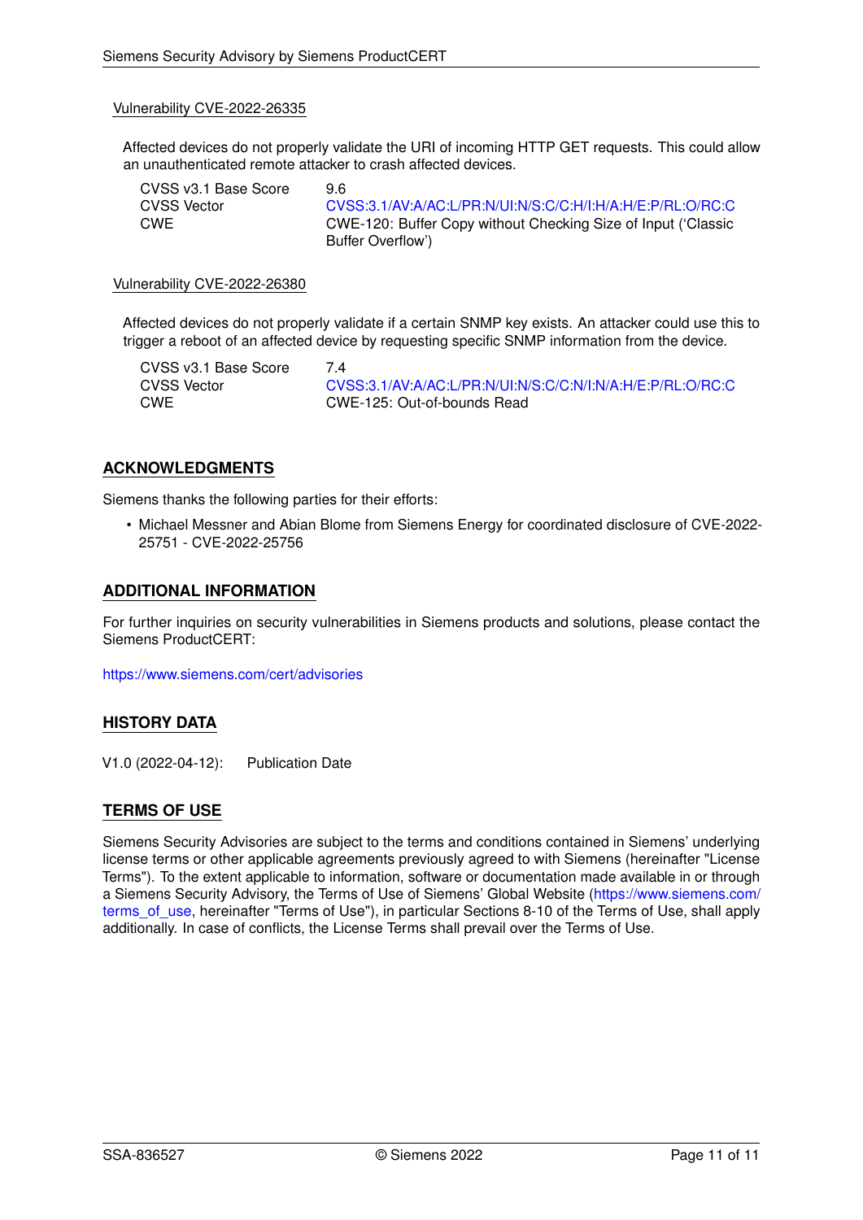### Vulnerability CVE-2022-26335

Affected devices do not properly validate the URI of incoming HTTP GET requests. This could allow an unauthenticated remote attacker to crash affected devices.

| | |
|---|---|
| CVSS v3.1 Base Score | 9.6 |
| CVSS Vector | CVSS:3.1/AV:A/AC:L/PR:N/UI:N/S:C/C:H/I:H/A:H/E:P/RL:O/RC:C |
| CWE | CWE-120: Buffer Copy without Checking Size of Input ('Classic Buffer Overflow') |

### Vulnerability CVE-2022-26380

Affected devices do not properly validate if a certain SNMP key exists. An attacker could use this to trigger a reboot of an affected device by requesting specific SNMP information from the device.

| | |
|---|---|
| CVSS v3.1 Base Score | 7.4 |
| CVSS Vector | CVSS:3.1/AV:A/AC:L/PR:N/UI:N/S:C/C:N/I:N/A:H/E:P/RL:O/RC:C |
| CWE | CWE-125: Out-of-bounds Read |

## ACKNOWLEDGMENTS

Siemens thanks the following parties for their efforts:

- Michael Messner and Abian Blome from Siemens Energy for coordinated disclosure of CVE-2022-25751 - CVE-2022-25756

## ADDITIONAL INFORMATION

For further inquiries on security vulnerabilities in Siemens products and solutions, please contact the Siemens ProductCERT:

https://www.siemens.com/cert/advisories

## HISTORY DATA

V1.0 (2022-04-12): Publication Date

## TERMS OF USE

Siemens Security Advisories are subject to the terms and conditions contained in Siemens' underlying license terms or other applicable agreements previously agreed to with Siemens (hereinafter "License Terms"). To the extent applicable to information, software or documentation made available in or through a Siemens Security Advisory, the Terms of Use of Siemens' Global Website (https://www.siemens.com/terms_of_use, hereinafter "Terms of Use"), in particular Sections 8-10 of the Terms of Use, shall apply additionally. In case of conflicts, the License Terms shall prevail over the Terms of Use.